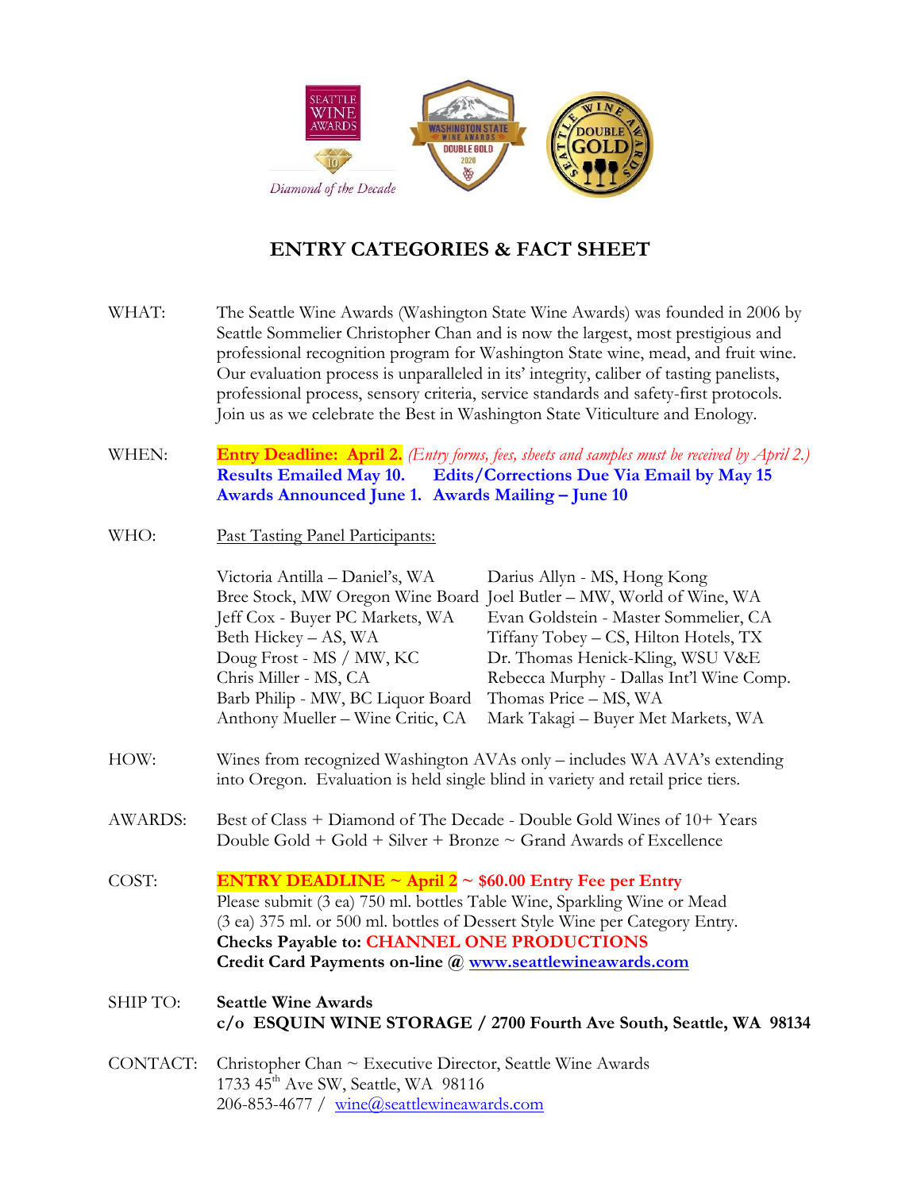# ENTRY CATEGORIES & FACT SHEET

WHAT: The Seattle Wine Awards (Washington State Wine Awards) was founded in 2006 by Seattle Sommelier Christopher Chan and is now the largest, most prestigious and professional recognition program for Washington State wine, mead, and fruit wine. Our evaluation process is unparalleled in its' integrity, caliber of tasting panelists, professional process, sensory criteria, service standards and safety-first protocols. Join us as we celebrate the Best in Washington State Viticulture and Enology.

WHEN: **Entry Deadline: April 2.** *(Entry forms, fees, sheets and samples must be received by April 2.)*
**Results Emailed May 10.** **Edits/Corrections Due Via Email by May 15**
**Awards Announced June 1.** **Awards Mailing – June 10**

WHO: Past Tasting Panel Participants:

Victoria Antilla – Daniel's, WA
Bree Stock, MW Oregon Wine Board
Jeff Cox - Buyer PC Markets, WA
Beth Hickey – AS, WA
Doug Frost - MS / MW, KC
Chris Miller - MS, CA
Barb Philip - MW, BC Liquor Board
Anthony Mueller – Wine Critic, CA
Darius Allyn - MS, Hong Kong
Joel Butler – MW, World of Wine, WA
Evan Goldstein - Master Sommelier, CA
Tiffany Tobey – CS, Hilton Hotels, TX
Dr. Thomas Henick-Kling, WSU V&E
Rebecca Murphy - Dallas Int'l Wine Comp.
Thomas Price – MS, WA
Mark Takagi – Buyer Met Markets, WA

HOW: Wines from recognized Washington AVAs only – includes WA AVA's extending into Oregon. Evaluation is held single blind in variety and retail price tiers.

AWARDS: Best of Class + Diamond of The Decade - Double Gold Wines of 10+ Years
Double Gold + Gold + Silver + Bronze ~ Grand Awards of Excellence

COST: **ENTRY DEADLINE ~ April 2 ~ $60.00 Entry Fee per Entry**
Please submit (3 ea) 750 ml. bottles Table Wine, Sparkling Wine or Mead
(3 ea) 375 ml. or 500 ml. bottles of Dessert Style Wine per Category Entry.
**Checks Payable to: CHANNEL ONE PRODUCTIONS**
**Credit Card Payments on-line @ www.seattlewineawards.com**

SHIP TO: **Seattle Wine Awards**
**c/o ESQUIN WINE STORAGE / 2700 Fourth Ave South, Seattle, WA 98134**

CONTACT: Christopher Chan ~ Executive Director, Seattle Wine Awards
1733 45th Ave SW, Seattle, WA 98116
206-853-4677 / wine@seattlewineawards.com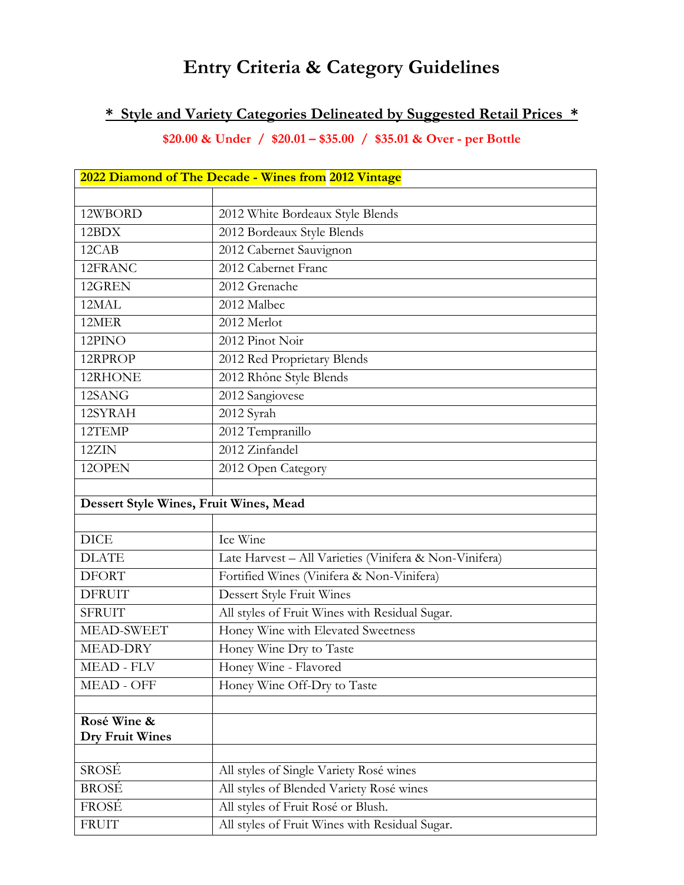# Entry Criteria & Category Guidelines

## * Style and Variety Categories Delineated by Suggested Retail Prices *

**$20.00 & Under / $20.01 – $35.00 / $35.01 & Over - per Bottle**

| **2022 Diamond of The Decade - Wines from 2012 Vintage** | |
|---|---|
| | |
| 12WBORD | 2012 White Bordeaux Style Blends |
| 12BDX | 2012 Bordeaux Style Blends |
| 12CAB | 2012 Cabernet Sauvignon |
| 12FRANC | 2012 Cabernet Franc |
| 12GREN | 2012 Grenache |
| 12MAL | 2012 Malbec |
| 12MER | 2012 Merlot |
| 12PINO | 2012 Pinot Noir |
| 12RPROP | 2012 Red Proprietary Blends |
| 12RHONE | 2012 Rhône Style Blends |
| 12SANG | 2012 Sangiovese |
| 12SYRAH | 2012 Syrah |
| 12TEMP | 2012 Tempranillo |
| 12ZIN | 2012 Zinfandel |
| 12OPEN | 2012 Open Category |
| | |
| **Dessert Style Wines, Fruit Wines, Mead** | |
| | |
| DICE | Ice Wine |
| DLATE | Late Harvest – All Varieties (Vinifera & Non-Vinifera) |
| DFORT | Fortified Wines (Vinifera & Non-Vinifera) |
| DFRUIT | Dessert Style Fruit Wines |
| SFRUIT | All styles of Fruit Wines with Residual Sugar. |
| MEAD-SWEET | Honey Wine with Elevated Sweetness |
| MEAD-DRY | Honey Wine Dry to Taste |
| MEAD - FLV | Honey Wine - Flavored |
| MEAD - OFF | Honey Wine Off-Dry to Taste |
| | |
| **Rosé Wine & Dry Fruit Wines** | |
| | |
| SROSÉ | All styles of Single Variety Rosé wines |
| BROSÉ | All styles of Blended Variety Rosé wines |
| FROSÉ | All styles of Fruit Rosé or Blush. |
| FRUIT | All styles of Fruit Wines with Residual Sugar. |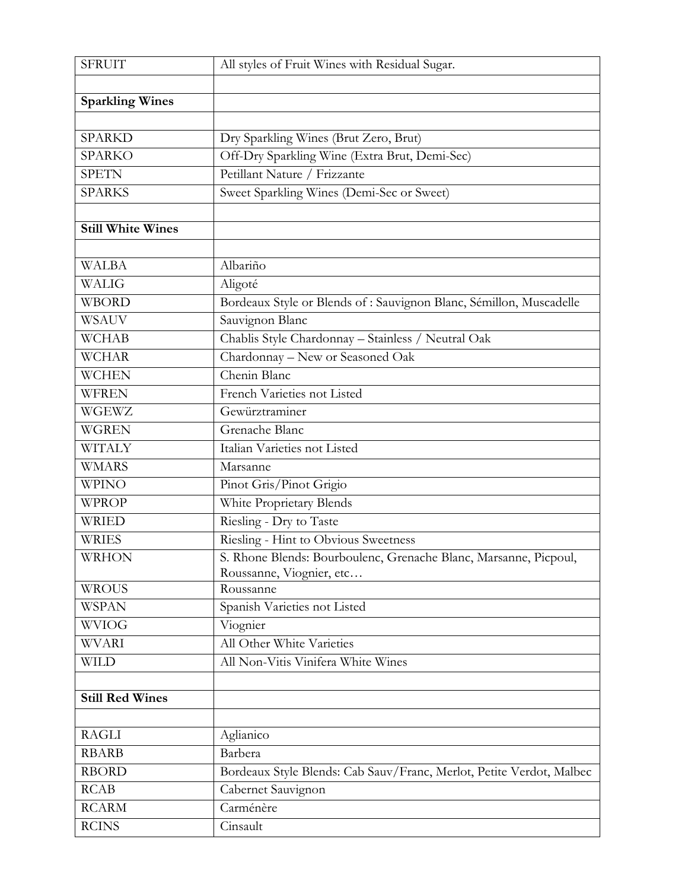| SFRUIT | All styles of Fruit Wines with Residual Sugar. |
|---|---|
| | |
| **Sparkling Wines** | |
| | |
| SPARKD | Dry Sparkling Wines (Brut Zero, Brut) |
| SPARKO | Off-Dry Sparkling Wine (Extra Brut, Demi-Sec) |
| SPETN | Petillant Nature / Frizzante |
| SPARKS | Sweet Sparkling Wines (Demi-Sec or Sweet) |
| | |
| **Still White Wines** | |
| | |
| WALBA | Albariño |
| WALIG | Aligoté |
| WBORD | Bordeaux Style or Blends of : Sauvignon Blanc, Sémillon, Muscadelle |
| WSAUV | Sauvignon Blanc |
| WCHAB | Chablis Style Chardonnay – Stainless / Neutral Oak |
| WCHAR | Chardonnay – New or Seasoned Oak |
| WCHEN | Chenin Blanc |
| WFREN | French Varieties not Listed |
| WGEWZ | Gewürztraminer |
| WGREN | Grenache Blanc |
| WITALY | Italian Varieties not Listed |
| WMARS | Marsanne |
| WPINO | Pinot Gris/Pinot Grigio |
| WPROP | White Proprietary Blends |
| WRIED | Riesling - Dry to Taste |
| WRIES | Riesling - Hint to Obvious Sweetness |
| WRHON | S. Rhone Blends: Bourboulenc, Grenache Blanc, Marsanne, Picpoul, Roussanne, Viognier, etc… |
| WROUS | Roussanne |
| WSPAN | Spanish Varieties not Listed |
| WVIOG | Viognier |
| WVARI | All Other White Varieties |
| WILD | All Non-Vitis Vinifera White Wines |
| | |
| **Still Red Wines** | |
| | |
| RAGLI | Aglianico |
| RBARB | Barbera |
| RBORD | Bordeaux Style Blends: Cab Sauv/Franc, Merlot, Petite Verdot, Malbec |
| RCAB | Cabernet Sauvignon |
| RCARM | Carménère |
| RCINS | Cinsault |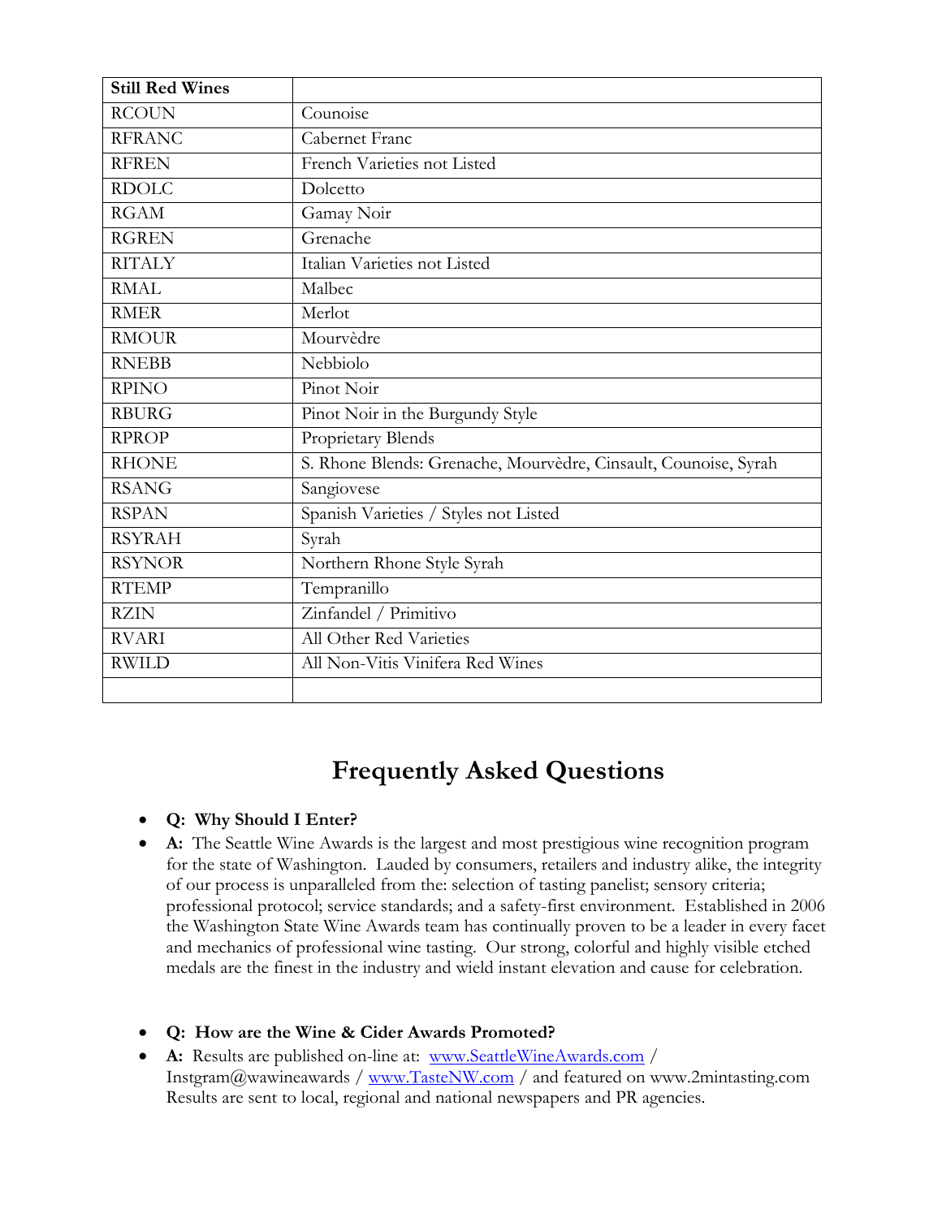| Still Red Wines | |
|---|---|
| RCOUN | Counoise |
| RFRANC | Cabernet Franc |
| RFREN | French Varieties not Listed |
| RDOLC | Dolcetto |
| RGAM | Gamay Noir |
| RGREN | Grenache |
| RITALY | Italian Varieties not Listed |
| RMAL | Malbec |
| RMER | Merlot |
| RMOUR | Mourvèdre |
| RNEBB | Nebbiolo |
| RPINO | Pinot Noir |
| RBURG | Pinot Noir in the Burgundy Style |
| RPROP | Proprietary Blends |
| RHONE | S. Rhone Blends: Grenache, Mourvèdre, Cinsault, Counoise, Syrah |
| RSANG | Sangiovese |
| RSPAN | Spanish Varieties / Styles not Listed |
| RSYRAH | Syrah |
| RSYNOR | Northern Rhone Style Syrah |
| RTEMP | Tempranillo |
| RZIN | Zinfandel / Primitivo |
| RVARI | All Other Red Varieties |
| RWILD | All Non-Vitis Vinifera Red Wines |
| | |

# Frequently Asked Questions

- **Q: Why Should I Enter?**
- **A:** The Seattle Wine Awards is the largest and most prestigious wine recognition program for the state of Washington. Lauded by consumers, retailers and industry alike, the integrity of our process is unparalleled from the: selection of tasting panelist; sensory criteria; professional protocol; service standards; and a safety-first environment. Established in 2006 the Washington State Wine Awards team has continually proven to be a leader in every facet and mechanics of professional wine tasting. Our strong, colorful and highly visible etched medals are the finest in the industry and wield instant elevation and cause for celebration.

- **Q: How are the Wine & Cider Awards Promoted?**
- **A:** Results are published on-line at: www.SeattleWineAwards.com / Instgram@wawineawards / www.TasteNW.com / and featured on www.2mintasting.com Results are sent to local, regional and national newspapers and PR agencies.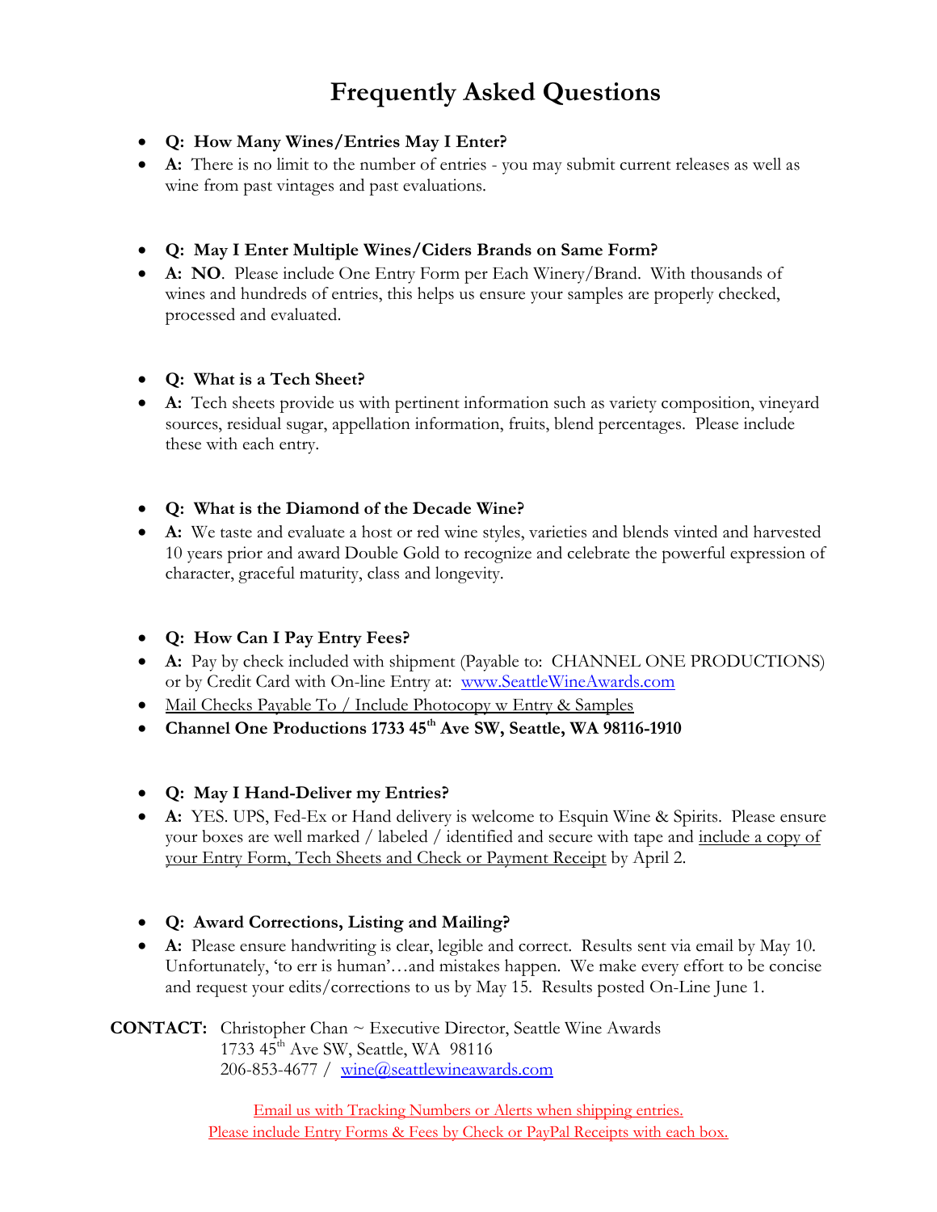# Frequently Asked Questions

- **Q: How Many Wines/Entries May I Enter?**
- **A:** There is no limit to the number of entries - you may submit current releases as well as wine from past vintages and past evaluations.

- **Q: May I Enter Multiple Wines/Ciders Brands on Same Form?**
- **A: NO**. Please include One Entry Form per Each Winery/Brand. With thousands of wines and hundreds of entries, this helps us ensure your samples are properly checked, processed and evaluated.

- **Q: What is a Tech Sheet?**
- **A:** Tech sheets provide us with pertinent information such as variety composition, vineyard sources, residual sugar, appellation information, fruits, blend percentages. Please include these with each entry.

- **Q: What is the Diamond of the Decade Wine?**
- **A:** We taste and evaluate a host or red wine styles, varieties and blends vinted and harvested 10 years prior and award Double Gold to recognize and celebrate the powerful expression of character, graceful maturity, class and longevity.

- **Q: How Can I Pay Entry Fees?**
- **A:** Pay by check included with shipment (Payable to: CHANNEL ONE PRODUCTIONS) or by Credit Card with On-line Entry at: www.SeattleWineAwards.com
- Mail Checks Payable To / Include Photocopy w Entry & Samples
- **Channel One Productions 1733 45th Ave SW, Seattle, WA 98116-1910**

- **Q: May I Hand-Deliver my Entries?**
- **A:** YES. UPS, Fed-Ex or Hand delivery is welcome to Esquin Wine & Spirits. Please ensure your boxes are well marked / labeled / identified and secure with tape and include a copy of your Entry Form, Tech Sheets and Check or Payment Receipt by April 2.

- **Q: Award Corrections, Listing and Mailing?**
- **A:** Please ensure handwriting is clear, legible and correct. Results sent via email by May 10. Unfortunately, 'to err is human'…and mistakes happen. We make every effort to be concise and request your edits/corrections to us by May 15. Results posted On-Line June 1.

**CONTACT:** Christopher Chan ~ Executive Director, Seattle Wine Awards
1733 45th Ave SW, Seattle, WA 98116
206-853-4677 / wine@seattlewineawards.com

Email us with Tracking Numbers or Alerts when shipping entries.
Please include Entry Forms & Fees by Check or PayPal Receipts with each box.